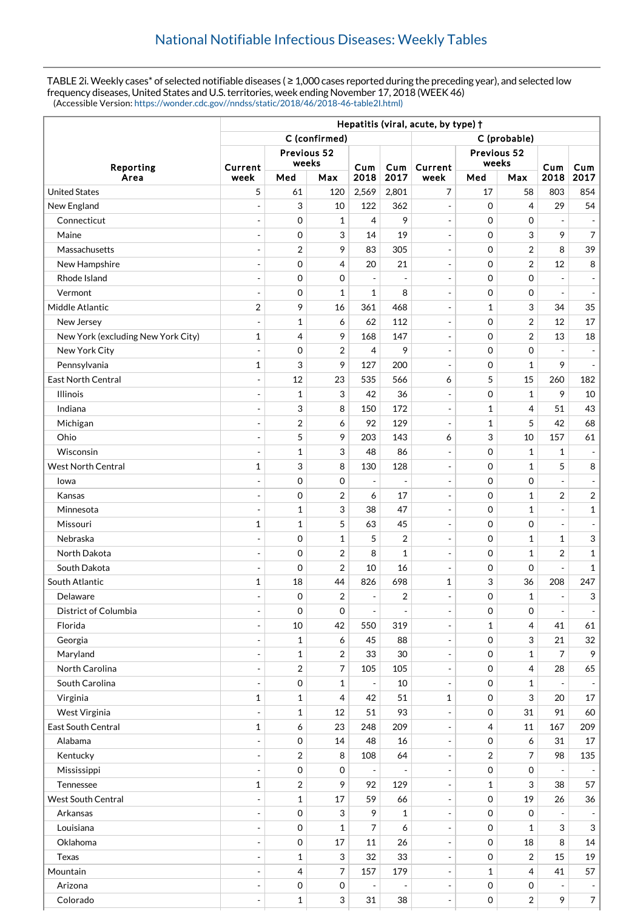## National Notifiable Infectious Diseases: Weekly Tables

TABLE 2i. Weekly cases* of selected notifiable diseases ( ≥ 1,000 cases reported during the preceding year), and selected low frequency diseases, United States and U.S. territories, week ending November 17, 2018 (WEEK 46)
(Accessible Version: https://wonder.cdc.gov//nndss/static/2018/46/2018-46-table2I.html)

| Reporting Area | Hepatitis (viral, acute, by type) † | | | | | | | | | |
|---|---|---|---|---|---|---|---|---|---|---|
| | C (confirmed) | | | | | C (probable) | | | | |
| | Current week | Previous 52 weeks Med | Previous 52 weeks Max | Cum 2018 | Cum 2017 | Current week | Previous 52 weeks Med | Previous 52 weeks Max | Cum 2018 | Cum 2017 |
| United States | 5 | 61 | 120 | 2,569 | 2,801 | 7 | 17 | 58 | 803 | 854 |
| New England | - | 3 | 10 | 122 | 362 | - | 0 | 4 | 29 | 54 |
| Connecticut | - | 0 | 1 | 4 | 9 | - | 0 | 0 | - | - |
| Maine | - | 0 | 3 | 14 | 19 | - | 0 | 3 | 9 | 7 |
| Massachusetts | - | 2 | 9 | 83 | 305 | - | 0 | 2 | 8 | 39 |
| New Hampshire | - | 0 | 4 | 20 | 21 | - | 0 | 2 | 12 | 8 |
| Rhode Island | - | 0 | 0 | - | - | - | 0 | 0 | - | - |
| Vermont | - | 0 | 1 | 1 | 8 | - | 0 | 0 | - | - |
| Middle Atlantic | 2 | 9 | 16 | 361 | 468 | - | 1 | 3 | 34 | 35 |
| New Jersey | - | 1 | 6 | 62 | 112 | - | 0 | 2 | 12 | 17 |
| New York (excluding New York City) | 1 | 4 | 9 | 168 | 147 | - | 0 | 2 | 13 | 18 |
| New York City | - | 0 | 2 | 4 | 9 | - | 0 | 0 | - | - |
| Pennsylvania | 1 | 3 | 9 | 127 | 200 | - | 0 | 1 | 9 | - |
| East North Central | - | 12 | 23 | 535 | 566 | 6 | 5 | 15 | 260 | 182 |
| Illinois | - | 1 | 3 | 42 | 36 | - | 0 | 1 | 9 | 10 |
| Indiana | - | 3 | 8 | 150 | 172 | - | 1 | 4 | 51 | 43 |
| Michigan | - | 2 | 6 | 92 | 129 | - | 1 | 5 | 42 | 68 |
| Ohio | - | 5 | 9 | 203 | 143 | 6 | 3 | 10 | 157 | 61 |
| Wisconsin | - | 1 | 3 | 48 | 86 | - | 0 | 1 | 1 | - |
| West North Central | 1 | 3 | 8 | 130 | 128 | - | 0 | 1 | 5 | 8 |
| Iowa | - | 0 | 0 | - | - | - | 0 | 0 | - | - |
| Kansas | - | 0 | 2 | 6 | 17 | - | 0 | 1 | 2 | 2 |
| Minnesota | - | 1 | 3 | 38 | 47 | - | 0 | 1 | - | 1 |
| Missouri | 1 | 1 | 5 | 63 | 45 | - | 0 | 0 | - | - |
| Nebraska | - | 0 | 1 | 5 | 2 | - | 0 | 1 | 1 | 3 |
| North Dakota | - | 0 | 2 | 8 | 1 | - | 0 | 1 | 2 | 1 |
| South Dakota | - | 0 | 2 | 10 | 16 | - | 0 | 0 | - | 1 |
| South Atlantic | 1 | 18 | 44 | 826 | 698 | 1 | 3 | 36 | 208 | 247 |
| Delaware | - | 0 | 2 | - | 2 | - | 0 | 1 | - | 3 |
| District of Columbia | - | 0 | 0 | - | - | - | 0 | 0 | - | - |
| Florida | - | 10 | 42 | 550 | 319 | - | 1 | 4 | 41 | 61 |
| Georgia | - | 1 | 6 | 45 | 88 | - | 0 | 3 | 21 | 32 |
| Maryland | - | 1 | 2 | 33 | 30 | - | 0 | 1 | 7 | 9 |
| North Carolina | - | 2 | 7 | 105 | 105 | - | 0 | 4 | 28 | 65 |
| South Carolina | - | 0 | 1 | - | 10 | - | 0 | 1 | - | - |
| Virginia | 1 | 1 | 4 | 42 | 51 | 1 | 0 | 3 | 20 | 17 |
| West Virginia | - | 1 | 12 | 51 | 93 | - | 0 | 31 | 91 | 60 |
| East South Central | 1 | 6 | 23 | 248 | 209 | - | 4 | 11 | 167 | 209 |
| Alabama | - | 0 | 14 | 48 | 16 | - | 0 | 6 | 31 | 17 |
| Kentucky | - | 2 | 8 | 108 | 64 | - | 2 | 7 | 98 | 135 |
| Mississippi | - | 0 | 0 | - | - | - | 0 | 0 | - | - |
| Tennessee | 1 | 2 | 9 | 92 | 129 | - | 1 | 3 | 38 | 57 |
| West South Central | - | 1 | 17 | 59 | 66 | - | 0 | 19 | 26 | 36 |
| Arkansas | - | 0 | 3 | 9 | 1 | - | 0 | 0 | - | - |
| Louisiana | - | 0 | 1 | 7 | 6 | - | 0 | 1 | 3 | 3 |
| Oklahoma | - | 0 | 17 | 11 | 26 | - | 0 | 18 | 8 | 14 |
| Texas | - | 1 | 3 | 32 | 33 | - | 0 | 2 | 15 | 19 |
| Mountain | - | 4 | 7 | 157 | 179 | - | 1 | 4 | 41 | 57 |
| Arizona | - | 0 | 0 | - | - | - | 0 | 0 | - | - |
| Colorado | - | 1 | 3 | 31 | 38 | - | 0 | 2 | 9 | 7 |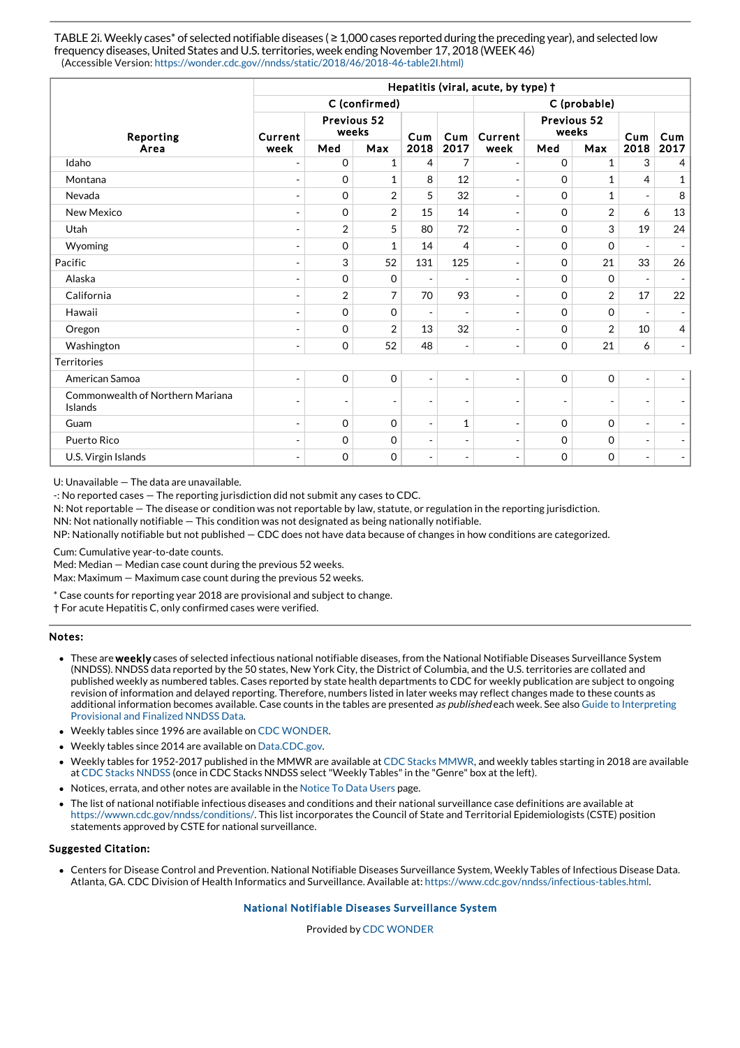TABLE 2i. Weekly cases* of selected notifiable diseases ( ≥ 1,000 cases reported during the preceding year), and selected low frequency diseases, United States and U.S. territories, week ending November 17, 2018 (WEEK 46)
(Accessible Version: https://wonder.cdc.gov//nndss/static/2018/46/2018-46-table2I.html)

| Reporting Area | Hepatitis (viral, acute, by type) † | | | | | | | | | |
|---|---|---|---|---|---|---|---|---|---|---|
| | C (confirmed) | | | | | C (probable) | | | | |
| | Current week | Previous 52 weeks Med | Previous 52 weeks Max | Cum 2018 | Cum 2017 | Current week | Previous 52 weeks Med | Previous 52 weeks Max | Cum 2018 | Cum 2017 |
| Idaho | - | 0 | 1 | 4 | 7 | - | 0 | 1 | 3 | 4 |
| Montana | - | 0 | 1 | 8 | 12 | - | 0 | 1 | 4 | 1 |
| Nevada | - | 0 | 2 | 5 | 32 | - | 0 | 1 | - | 8 |
| New Mexico | - | 0 | 2 | 15 | 14 | - | 0 | 2 | 6 | 13 |
| Utah | - | 2 | 5 | 80 | 72 | - | 0 | 3 | 19 | 24 |
| Wyoming | - | 0 | 1 | 14 | 4 | - | 0 | 0 | - | - |
| Pacific | - | 3 | 52 | 131 | 125 | - | 0 | 21 | 33 | 26 |
| Alaska | - | 0 | 0 | - | - | - | 0 | 0 | - | - |
| California | - | 2 | 7 | 70 | 93 | - | 0 | 2 | 17 | 22 |
| Hawaii | - | 0 | 0 | - | - | - | 0 | 0 | - | - |
| Oregon | - | 0 | 2 | 13 | 32 | - | 0 | 2 | 10 | 4 |
| Washington | - | 0 | 52 | 48 | - | - | 0 | 21 | 6 | - |
| Territories | | | | | | | | | | |
| American Samoa | - | 0 | 0 | - | - | - | 0 | 0 | - | - |
| Commonwealth of Northern Mariana Islands | - | - | - | - | - | - | - | - | - | - |
| Guam | - | 0 | 0 | - | 1 | - | 0 | 0 | - | - |
| Puerto Rico | - | 0 | 0 | - | - | - | 0 | 0 | - | - |
| U.S. Virgin Islands | - | 0 | 0 | - | - | - | 0 | 0 | - | - |

U: Unavailable — The data are unavailable.
-: No reported cases — The reporting jurisdiction did not submit any cases to CDC.
N: Not reportable — The disease or condition was not reportable by law, statute, or regulation in the reporting jurisdiction.
NN: Not nationally notifiable — This condition was not designated as being nationally notifiable.
NP: Nationally notifiable but not published — CDC does not have data because of changes in how conditions are categorized.

Cum: Cumulative year-to-date counts.
Med: Median — Median case count during the previous 52 weeks.
Max: Maximum — Maximum case count during the previous 52 weeks.

* Case counts for reporting year 2018 are provisional and subject to change.
† For acute Hepatitis C, only confirmed cases were verified.

### Notes:

- These are **weekly** cases of selected infectious national notifiable diseases, from the National Notifiable Diseases Surveillance System (NNDSS). NNDSS data reported by the 50 states, New York City, the District of Columbia, and the U.S. territories are collated and published weekly as numbered tables. Cases reported by state health departments to CDC for weekly publication are subject to ongoing revision of information and delayed reporting. Therefore, numbers listed in later weeks may reflect changes made to these counts as additional information becomes available. Case counts in the tables are presented *as published* each week. See also Guide to Interpreting Provisional and Finalized NNDSS Data.
- Weekly tables since 1996 are available on CDC WONDER.
- Weekly tables since 2014 are available on Data.CDC.gov.
- Weekly tables for 1952-2017 published in the MMWR are available at CDC Stacks MMWR, and weekly tables starting in 2018 are available at CDC Stacks NNDSS (once in CDC Stacks NNDSS select "Weekly Tables" in the "Genre" box at the left).
- Notices, errata, and other notes are available in the Notice To Data Users page.
- The list of national notifiable infectious diseases and conditions and their national surveillance case definitions are available at https://wwwn.cdc.gov/nndss/conditions/. This list incorporates the Council of State and Territorial Epidemiologists (CSTE) position statements approved by CSTE for national surveillance.

### Suggested Citation:

- Centers for Disease Control and Prevention. National Notifiable Diseases Surveillance System, Weekly Tables of Infectious Disease Data. Atlanta, GA. CDC Division of Health Informatics and Surveillance. Available at: https://www.cdc.gov/nndss/infectious-tables.html.

**National Notifiable Diseases Surveillance System**

Provided by CDC WONDER